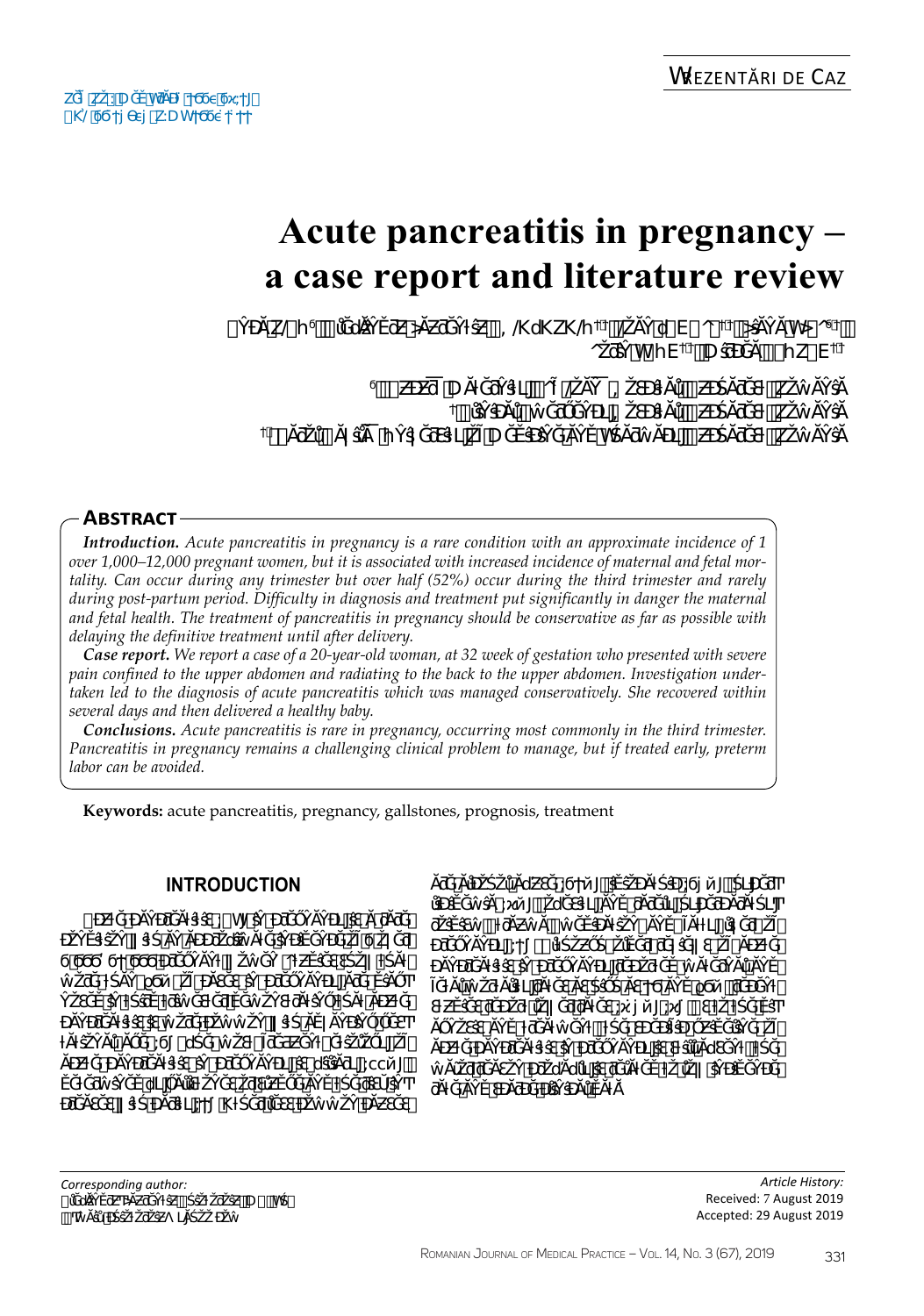# Acute pancreatitis in pregnancy – a case report and literature review

## Abstract

***Introduction.*** *Acute pancreatitis in pregnancy is a rare condition with an approximate incidence of 1 over 1,000–12,000 pregnant women, but it is associated with increased incidence of maternal and fetal mortality. Can occur during any trimester but over half (52%) occur during the third trimester and rarely during post-partum period. Difficulty in diagnosis and treatment put significantly in danger the maternal and fetal health. The treatment of pancreatitis in pregnancy should be conservative as far as possible with delaying the definitive treatment until after delivery.*

***Case report.*** *We report a case of a 20-year-old woman, at 32 week of gestation who presented with severe pain confined to the upper abdomen and radiating to the back to the upper abdomen. Investigation undertaken led to the diagnosis of acute pancreatitis which was managed conservatively. She recovered within several days and then delivered a healthy baby.*

***Conclusions.*** *Acute pancreatitis is rare in pregnancy, occurring most commonly in the third trimester. Pancreatitis in pregnancy remains a challenging clinical problem to manage, but if treated early, preterm labor can be avoided.*

**Keywords:** acute pancreatitis, pregnancy, gallstones, prognosis, treatment

## INTRODUCTION

*Corresponding author:*

*Article History:*
Received: 7 August 2019
Accepted: 29 August 2019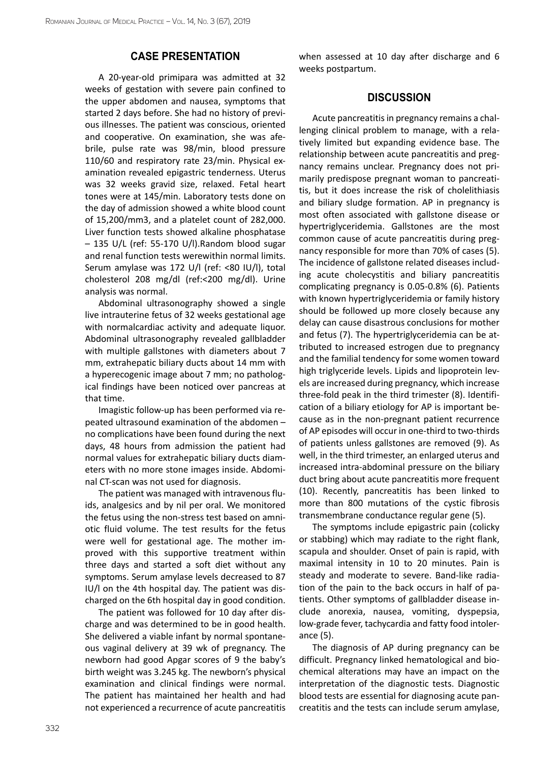## CASE PRESENTATION

A 20-year-old primipara was admitted at 32 weeks of gestation with severe pain confined to the upper abdomen and nausea, symptoms that started 2 days before. She had no history of previous illnesses. The patient was conscious, oriented and cooperative. On examination, she was afebrile, pulse rate was 98/min, blood pressure 110/60 and respiratory rate 23/min. Physical examination revealed epigastric tenderness. Uterus was 32 weeks gravid size, relaxed. Fetal heart tones were at 145/min. Laboratory tests done on the day of admission showed a white blood count of 15,200/mm3, and a platelet count of 282,000. Liver function tests showed alkaline phosphatase – 135 U/L (ref: 55-170 U/l).Random blood sugar and renal function tests werewithin normal limits. Serum amylase was 172 U/l (ref: <80 IU/l), total cholesterol 208 mg/dl (ref:<200 mg/dl). Urine analysis was normal.

Abdominal ultrasonography showed a single live intrauterine fetus of 32 weeks gestational age with normalcardiac activity and adequate liquor. Abdominal ultrasonography revealed gallbladder with multiple gallstones with diameters about 7 mm, extrahepatic biliary ducts about 14 mm with a hyperecogenic image about 7 mm; no pathological findings have been noticed over pancreas at that time.

Imagistic follow-up has been performed via repeated ultrasound examination of the abdomen – no complications have been found during the next days, 48 hours from admission the patient had normal values for extrahepatic biliary ducts diameters with no more stone images inside. Abdominal CT-scan was not used for diagnosis.

The patient was managed with intravenous fluids, analgesics and by nil per oral. We monitored the fetus using the non-stress test based on amniotic fluid volume. The test results for the fetus were well for gestational age. The mother improved with this supportive treatment within three days and started a soft diet without any symptoms. Serum amylase levels decreased to 87 IU/l on the 4th hospital day. The patient was discharged on the 6th hospital day in good condition.

The patient was followed for 10 day after discharge and was determined to be in good health. She delivered a viable infant by normal spontaneous vaginal delivery at 39 wk of pregnancy. The newborn had good Apgar scores of 9 the baby's birth weight was 3.245 kg. The newborn's physical examination and clinical findings were normal. The patient has maintained her health and had not experienced a recurrence of acute pancreatitis when assessed at 10 day after discharge and 6 weeks postpartum.

## DISCUSSION

Acute pancreatitis in pregnancy remains a challenging clinical problem to manage, with a relatively limited but expanding evidence base. The relationship between acute pancreatitis and pregnancy remains unclear. Pregnancy does not primarily predispose pregnant woman to pancreatitis, but it does increase the risk of cholelithiasis and biliary sludge formation. AP in pregnancy is most often associated with gallstone disease or hypertriglyceridemia. Gallstones are the most common cause of acute pancreatitis during pregnancy responsible for more than 70% of cases (5). The incidence of gallstone related diseases including acute cholecystitis and biliary pancreatitis complicating pregnancy is 0.05-0.8% (6). Patients with known hypertriglyceridemia or family history should be followed up more closely because any delay can cause disastrous conclusions for mother and fetus (7). The hypertriglyceridemia can be attributed to increased estrogen due to pregnancy and the familial tendency for some women toward high triglyceride levels. Lipids and lipoprotein levels are increased during pregnancy, which increase three-fold peak in the third trimester (8). Identification of a biliary etiology for AP is important because as in the non-pregnant patient recurrence of AP episodes will occur in one-third to two-thirds of patients unless gallstones are removed (9). As well, in the third trimester, an enlarged uterus and increased intra-abdominal pressure on the biliary duct bring about acute pancreatitis more frequent (10). Recently, pancreatitis has been linked to more than 800 mutations of the cystic fibrosis transmembrane conductance regular gene (5).

The symptoms include epigastric pain (colicky or stabbing) which may radiate to the right flank, scapula and shoulder. Onset of pain is rapid, with maximal intensity in 10 to 20 minutes. Pain is steady and moderate to severe. Band-like radiation of the pain to the back occurs in half of patients. Other symptoms of gallbladder disease include anorexia, nausea, vomiting, dyspepsia, low-grade fever, tachycardia and fatty food intolerance (5).

The diagnosis of AP during pregnancy can be difficult. Pregnancy linked hematological and biochemical alterations may have an impact on the interpretation of the diagnostic tests. Diagnostic blood tests are essential for diagnosing acute pancreatitis and the tests can include serum amylase,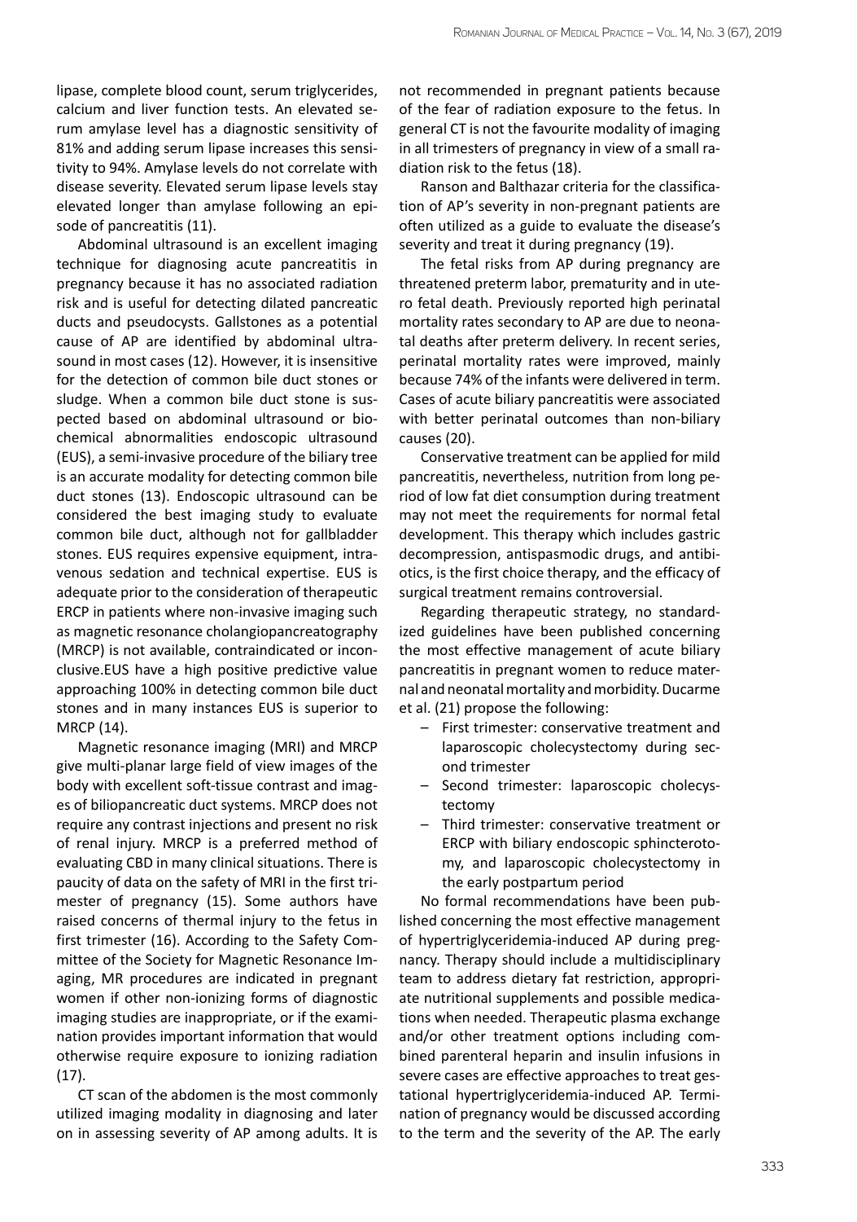lipase, complete blood count, serum triglycerides, calcium and liver function tests. An elevated serum amylase level has a diagnostic sensitivity of 81% and adding serum lipase increases this sensitivity to 94%. Amylase levels do not correlate with disease severity. Elevated serum lipase levels stay elevated longer than amylase following an episode of pancreatitis (11).

Abdominal ultrasound is an excellent imaging technique for diagnosing acute pancreatitis in pregnancy because it has no associated radiation risk and is useful for detecting dilated pancreatic ducts and pseudocysts. Gallstones as a potential cause of AP are identified by abdominal ultrasound in most cases (12). However, it is insensitive for the detection of common bile duct stones or sludge. When a common bile duct stone is suspected based on abdominal ultrasound or biochemical abnormalities endoscopic ultrasound (EUS), a semi-invasive procedure of the biliary tree is an accurate modality for detecting common bile duct stones (13). Endoscopic ultrasound can be considered the best imaging study to evaluate common bile duct, although not for gallbladder stones. EUS requires expensive equipment, intravenous sedation and technical expertise. EUS is adequate prior to the consideration of therapeutic ERCP in patients where non-invasive imaging such as magnetic resonance cholangiopancreatography (MRCP) is not available, contraindicated or inconclusive.EUS have a high positive predictive value approaching 100% in detecting common bile duct stones and in many instances EUS is superior to MRCP (14).

Magnetic resonance imaging (MRI) and MRCP give multi-planar large field of view images of the body with excellent soft-tissue contrast and images of biliopancreatic duct systems. MRCP does not require any contrast injections and present no risk of renal injury. MRCP is a preferred method of evaluating CBD in many clinical situations. There is paucity of data on the safety of MRI in the first trimester of pregnancy (15). Some authors have raised concerns of thermal injury to the fetus in first trimester (16). According to the Safety Committee of the Society for Magnetic Resonance Imaging, MR procedures are indicated in pregnant women if other non-ionizing forms of diagnostic imaging studies are inappropriate, or if the examination provides important information that would otherwise require exposure to ionizing radiation (17).

CT scan of the abdomen is the most commonly utilized imaging modality in diagnosing and later on in assessing severity of AP among adults. It is not recommended in pregnant patients because of the fear of radiation exposure to the fetus. In general CT is not the favourite modality of imaging in all trimesters of pregnancy in view of a small radiation risk to the fetus (18).

Ranson and Balthazar criteria for the classification of AP's severity in non-pregnant patients are often utilized as a guide to evaluate the disease's severity and treat it during pregnancy (19).

The fetal risks from AP during pregnancy are threatened preterm labor, prematurity and in utero fetal death. Previously reported high perinatal mortality rates secondary to AP are due to neonatal deaths after preterm delivery. In recent series, perinatal mortality rates were improved, mainly because 74% of the infants were delivered in term. Cases of acute biliary pancreatitis were associated with better perinatal outcomes than non-biliary causes (20).

Conservative treatment can be applied for mild pancreatitis, nevertheless, nutrition from long period of low fat diet consumption during treatment may not meet the requirements for normal fetal development. This therapy which includes gastric decompression, antispasmodic drugs, and antibiotics, is the first choice therapy, and the efficacy of surgical treatment remains controversial.

Regarding therapeutic strategy, no standardized guidelines have been published concerning the most effective management of acute biliary pancreatitis in pregnant women to reduce maternal and neonatal mortality and morbidity. Ducarme et al. (21) propose the following:

- First trimester: conservative treatment and laparoscopic cholecystectomy during second trimester
- Second trimester: laparoscopic cholecystectomy
- Third trimester: conservative treatment or ERCP with biliary endoscopic sphincterotomy, and laparoscopic cholecystectomy in the early postpartum period

No formal recommendations have been published concerning the most effective management of hypertriglyceridemia-induced AP during pregnancy. Therapy should include a multidisciplinary team to address dietary fat restriction, appropriate nutritional supplements and possible medications when needed. Therapeutic plasma exchange and/or other treatment options including combined parenteral heparin and insulin infusions in severe cases are effective approaches to treat gestational hypertriglyceridemia-induced AP. Termination of pregnancy would be discussed according to the term and the severity of the AP. The early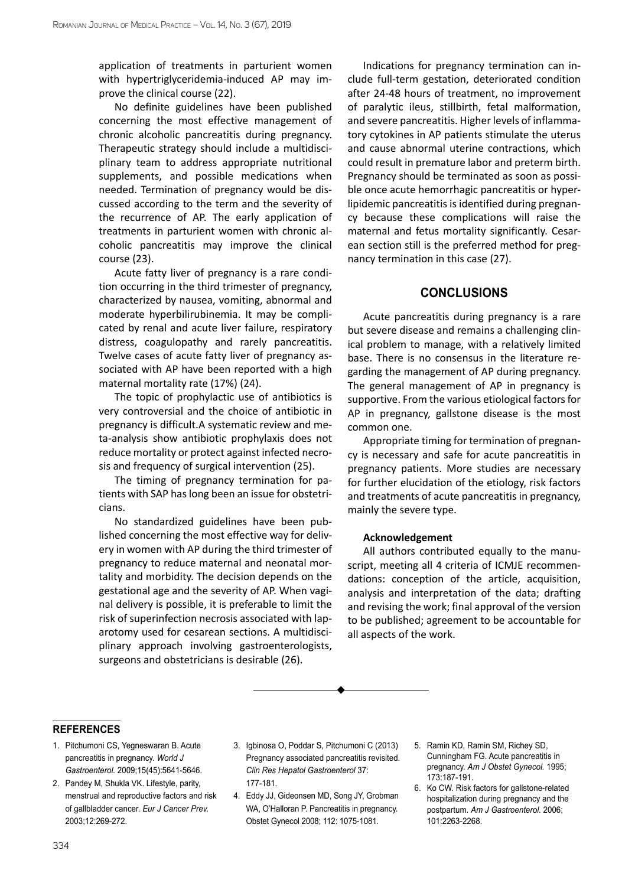application of treatments in parturient women with hypertriglyceridemia-induced AP may improve the clinical course (22).

No definite guidelines have been published concerning the most effective management of chronic alcoholic pancreatitis during pregnancy. Therapeutic strategy should include a multidisciplinary team to address appropriate nutritional supplements, and possible medications when needed. Termination of pregnancy would be discussed according to the term and the severity of the recurrence of AP. The early application of treatments in parturient women with chronic alcoholic pancreatitis may improve the clinical course (23).

Acute fatty liver of pregnancy is a rare condition occurring in the third trimester of pregnancy, characterized by nausea, vomiting, abnormal and moderate hyperbilirubinemia. It may be complicated by renal and acute liver failure, respiratory distress, coagulopathy and rarely pancreatitis. Twelve cases of acute fatty liver of pregnancy associated with AP have been reported with a high maternal mortality rate (17%) (24).

The topic of prophylactic use of antibiotics is very controversial and the choice of antibiotic in pregnancy is difficult.A systematic review and meta-analysis show antibiotic prophylaxis does not reduce mortality or protect against infected necrosis and frequency of surgical intervention (25).

The timing of pregnancy termination for patients with SAP has long been an issue for obstetricians.

No standardized guidelines have been published concerning the most effective way for delivery in women with AP during the third trimester of pregnancy to reduce maternal and neonatal mortality and morbidity. The decision depends on the gestational age and the severity of AP. When vaginal delivery is possible, it is preferable to limit the risk of superinfection necrosis associated with laparotomy used for cesarean sections. A multidisciplinary approach involving gastroenterologists, surgeons and obstetricians is desirable (26).

Indications for pregnancy termination can include full-term gestation, deteriorated condition after 24-48 hours of treatment, no improvement of paralytic ileus, stillbirth, fetal malformation, and severe pancreatitis. Higher levels of inflammatory cytokines in AP patients stimulate the uterus and cause abnormal uterine contractions, which could result in premature labor and preterm birth. Pregnancy should be terminated as soon as possible once acute hemorrhagic pancreatitis or hyperlipidemic pancreatitis is identified during pregnancy because these complications will raise the maternal and fetus mortality significantly. Cesarean section still is the preferred method for pregnancy termination in this case (27).

## CONCLUSIONS

Acute pancreatitis during pregnancy is a rare but severe disease and remains a challenging clinical problem to manage, with a relatively limited base. There is no consensus in the literature regarding the management of AP during pregnancy. The general management of AP in pregnancy is supportive. From the various etiological factors for AP in pregnancy, gallstone disease is the most common one.

Appropriate timing for termination of pregnancy is necessary and safe for acute pancreatitis in pregnancy patients. More studies are necessary for further elucidation of the etiology, risk factors and treatments of acute pancreatitis in pregnancy, mainly the severe type.

**Acknowledgement**

All authors contributed equally to the manuscript, meeting all 4 criteria of ICMJE recommendations: conception of the article, acquisition, analysis and interpretation of the data; drafting and revising the work; final approval of the version to be published; agreement to be accountable for all aspects of the work.

## REFERENCES

1. Pitchumoni CS, Yegneswaran B. Acute pancreatitis in pregnancy. *World J Gastroenterol.* 2009;15(45):5641-5646.
2. Pandey M, Shukla VK. Lifestyle, parity, menstrual and reproductive factors and risk of gallbladder cancer. *Eur J Cancer Prev.* 2003;12:269-272.
3. Igbinosa O, Poddar S, Pitchumoni C (2013) Pregnancy associated pancreatitis revisited. *Clin Res Hepatol Gastroenterol* 37: 177-181.
4. Eddy JJ, Gideonsen MD, Song JY, Grobman WA, O'Halloran P. Pancreatitis in pregnancy. Obstet Gynecol 2008; 112: 1075-1081.
5. Ramin KD, Ramin SM, Richey SD, Cunningham FG. Acute pancreatitis in pregnancy. *Am J Obstet Gynecol.* 1995; 173:187-191.
6. Ko CW. Risk factors for gallstone-related hospitalization during pregnancy and the postpartum. *Am J Gastroenterol.* 2006; 101:2263-2268.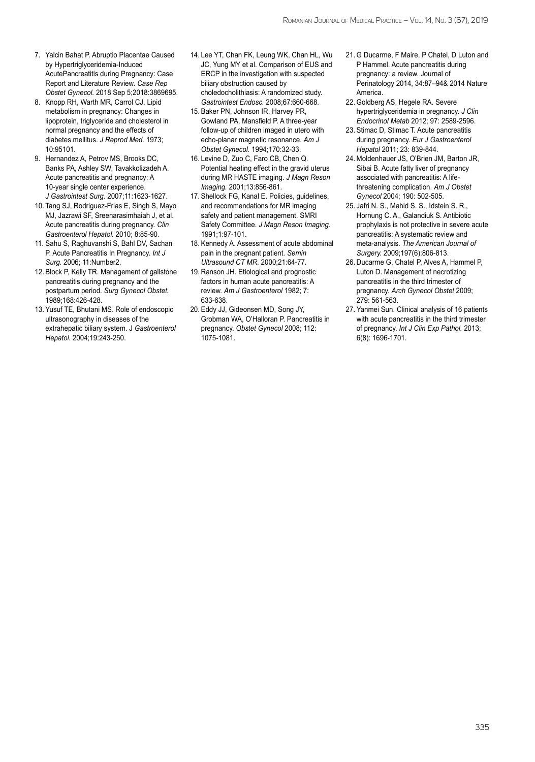7. Yalcin Bahat P. Abruptio Placentae Caused by Hypertriglyceridemia-Induced AcutePancreatitis during Pregnancy: Case Report and Literature Review. *Case Rep Obstet Gynecol.* 2018 Sep 5;2018:3869695.
8. Knopp RH, Warth MR, Carrol CJ. Lipid metabolism in pregnancy: Changes in lipoprotein, triglyceride and cholesterol in normal pregnancy and the effects of diabetes mellitus. *J Reprod Med.* 1973; 10:95101.
9. Hernandez A, Petrov MS, Brooks DC, Banks PA, Ashley SW, Tavakkolizadeh A. Acute pancreatitis and pregnancy: A 10-year single center experience. *J Gastrointest Surg.* 2007;11:1623-1627.
10. Tang SJ, Rodriguez-Frias E, Singh S, Mayo MJ, Jazrawi SF, Sreenarasimhaiah J, et al. Acute pancreatitis during pregnancy. *Clin Gastroenterol Hepatol.* 2010; 8:85-90.
11. Sahu S, Raghuvanshi S, Bahl DV, Sachan P. Acute Pancreatitis In Pregnancy. *Int J Surg.* 2006; 11:Number2.
12. Block P, Kelly TR. Management of gallstone pancreatitis during pregnancy and the postpartum period. *Surg Gynecol Obstet.* 1989;168:426-428.
13. Yusuf TE, Bhutani MS. Role of endoscopic ultrasonography in diseases of the extrahepatic biliary system. J *Gastroenterol Hepatol.* 2004;19:243-250.
14. Lee YT, Chan FK, Leung WK, Chan HL, Wu JC, Yung MY et al. Comparison of EUS and ERCP in the investigation with suspected biliary obstruction caused by choledocholithiasis: A randomized study. *Gastrointest Endosc.* 2008;67:660-668.
15. Baker PN, Johnson IR, Harvey PR, Gowland PA, Mansfield P. A three-year follow-up of children imaged in utero with echo-planar magnetic resonance. *Am J Obstet Gynecol.* 1994;170:32-33.
16. Levine D, Zuo C, Faro CB, Chen Q. Potential heating effect in the gravid uterus during MR HASTE imaging. *J Magn Reson Imaging.* 2001;13:856-861.
17. Shellock FG, Kanal E. Policies, guidelines, and recommendations for MR imaging safety and patient management. SMRI Safety Committee. *J Magn Reson Imaging.* 1991;1:97-101.
18. Kennedy A. Assessment of acute abdominal pain in the pregnant patient. *Semin Ultrasound CT MR.* 2000;21:64-77.
19. Ranson JH. Etiological and prognostic factors in human acute pancreatitis: A review. *Am J Gastroenterol* 1982; 7: 633-638.
20. Eddy JJ, Gideonsen MD, Song JY, Grobman WA, O'Halloran P. Pancreatitis in pregnancy. *Obstet Gynecol* 2008; 112: 1075-1081.
21. G Ducarme, F Maire, P Chatel, D Luton and P Hammel. Acute pancreatitis during pregnancy: a review. Journal of Perinatology 2014, 34:87–94& 2014 Nature America.
22. Goldberg AS, Hegele RA. Severe hypertriglyceridemia in pregnancy. *J Clin Endocrinol Metab* 2012; 97: 2589-2596.
23. Stimac D, Stimac T. Acute pancreatitis during pregnancy. *Eur J Gastroenterol Hepatol* 2011; 23: 839-844.
24. Moldenhauer JS, O'Brien JM, Barton JR, Sibai B. Acute fatty liver of pregnancy associated with pancreatitis: A life-threatening complication. *Am J Obstet Gynecol* 2004; 190: 502-505.
25. Jafri N. S., Mahid S. S., Idstein S. R., Hornung C. A., Galandiuk S. Antibiotic prophylaxis is not protective in severe acute pancreatitis: A systematic review and meta-analysis. *The American Journal of Surgery.* 2009;197(6):806-813.
26. Ducarme G, Chatel P, Alves A, Hammel P, Luton D. Management of necrotizing pancreatitis in the third trimester of pregnancy. *Arch Gynecol Obstet* 2009; 279: 561-563.
27. Yanmei Sun. Clinical analysis of 16 patients with acute pancreatitis in the third trimester of pregnancy. *Int J Clin Exp Pathol.* 2013; 6(8): 1696-1701.